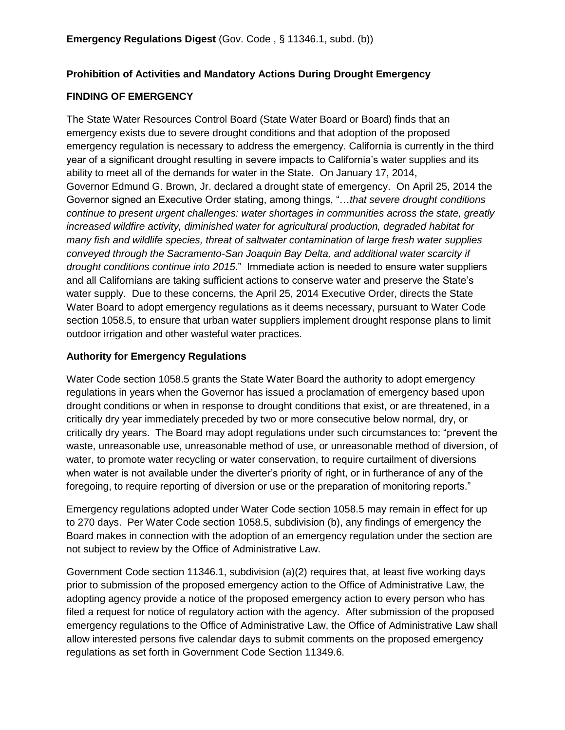**Emergency Regulations Digest** (Gov. Code , § 11346.1, subd. (b))

## Prohibition of Activities and Mandatory Actions During Drought Emergency

## FINDING OF EMERGENCY

The State Water Resources Control Board (State Water Board or Board) finds that an emergency exists due to severe drought conditions and that adoption of the proposed emergency regulation is necessary to address the emergency. California is currently in the third year of a significant drought resulting in severe impacts to California's water supplies and its ability to meet all of the demands for water in the State. On January 17, 2014, Governor Edmund G. Brown, Jr. declared a drought state of emergency. On April 25, 2014 the Governor signed an Executive Order stating, among things, "…*that severe drought conditions continue to present urgent challenges: water shortages in communities across the state, greatly increased wildfire activity, diminished water for agricultural production, degraded habitat for many fish and wildlife species, threat of saltwater contamination of large fresh water supplies conveyed through the Sacramento-San Joaquin Bay Delta, and additional water scarcity if drought conditions continue into 2015*." Immediate action is needed to ensure water suppliers and all Californians are taking sufficient actions to conserve water and preserve the State's water supply. Due to these concerns, the April 25, 2014 Executive Order, directs the State Water Board to adopt emergency regulations as it deems necessary, pursuant to Water Code section 1058.5, to ensure that urban water suppliers implement drought response plans to limit outdoor irrigation and other wasteful water practices.

### Authority for Emergency Regulations

Water Code section 1058.5 grants the State Water Board the authority to adopt emergency regulations in years when the Governor has issued a proclamation of emergency based upon drought conditions or when in response to drought conditions that exist, or are threatened, in a critically dry year immediately preceded by two or more consecutive below normal, dry, or critically dry years. The Board may adopt regulations under such circumstances to: "prevent the waste, unreasonable use, unreasonable method of use, or unreasonable method of diversion, of water, to promote water recycling or water conservation, to require curtailment of diversions when water is not available under the diverter's priority of right, or in furtherance of any of the foregoing, to require reporting of diversion or use or the preparation of monitoring reports."

Emergency regulations adopted under Water Code section 1058.5 may remain in effect for up to 270 days. Per Water Code section 1058.5, subdivision (b), any findings of emergency the Board makes in connection with the adoption of an emergency regulation under the section are not subject to review by the Office of Administrative Law.

Government Code section 11346.1, subdivision (a)(2) requires that, at least five working days prior to submission of the proposed emergency action to the Office of Administrative Law, the adopting agency provide a notice of the proposed emergency action to every person who has filed a request for notice of regulatory action with the agency. After submission of the proposed emergency regulations to the Office of Administrative Law, the Office of Administrative Law shall allow interested persons five calendar days to submit comments on the proposed emergency regulations as set forth in Government Code Section 11349.6.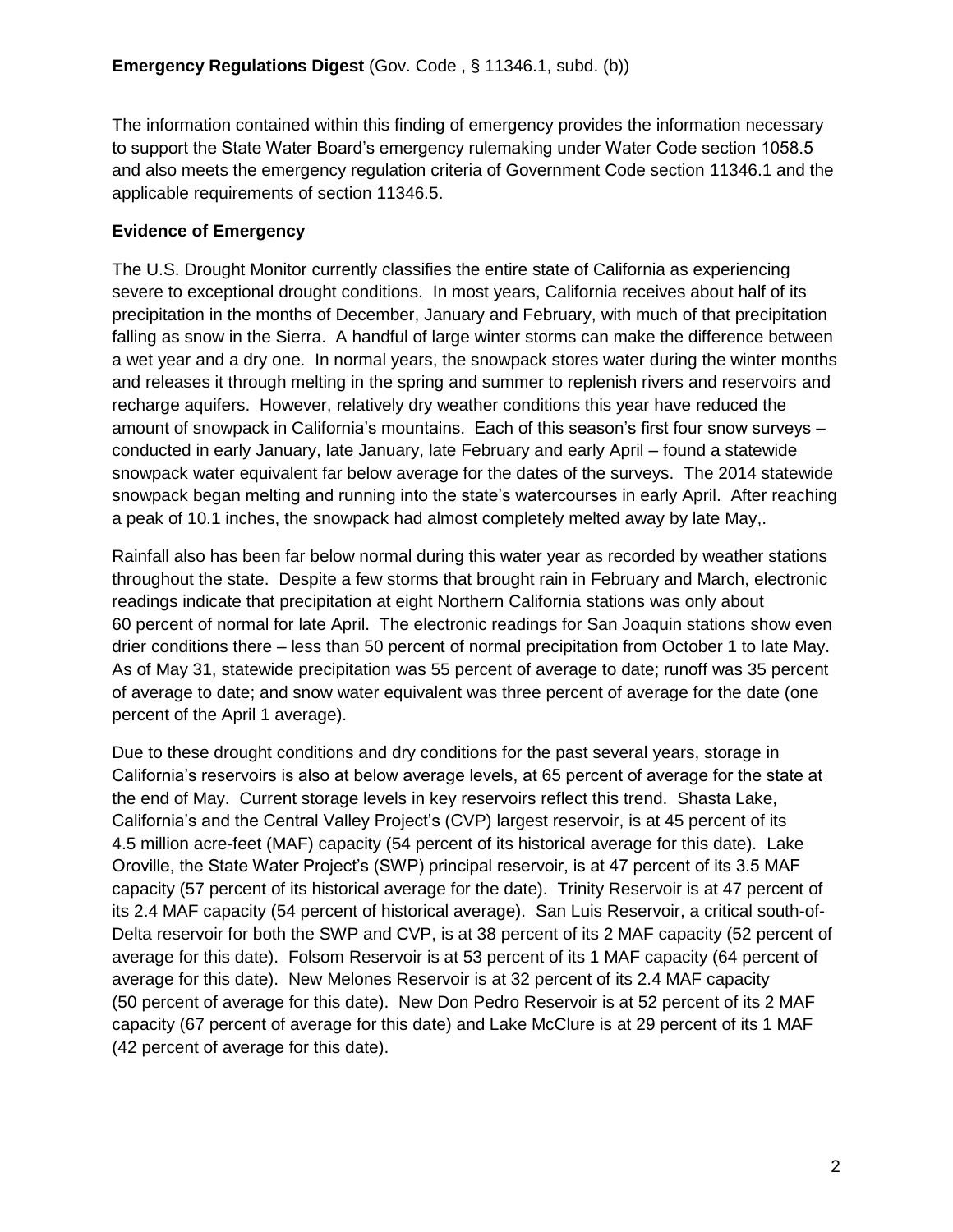**Emergency Regulations Digest** (Gov. Code , § 11346.1, subd. (b))

The information contained within this finding of emergency provides the information necessary to support the State Water Board's emergency rulemaking under Water Code section 1058.5 and also meets the emergency regulation criteria of Government Code section 11346.1 and the applicable requirements of section 11346.5.

**Evidence of Emergency**

The U.S. Drought Monitor currently classifies the entire state of California as experiencing severe to exceptional drought conditions. In most years, California receives about half of its precipitation in the months of December, January and February, with much of that precipitation falling as snow in the Sierra. A handful of large winter storms can make the difference between a wet year and a dry one. In normal years, the snowpack stores water during the winter months and releases it through melting in the spring and summer to replenish rivers and reservoirs and recharge aquifers. However, relatively dry weather conditions this year have reduced the amount of snowpack in California's mountains. Each of this season's first four snow surveys – conducted in early January, late January, late February and early April – found a statewide snowpack water equivalent far below average for the dates of the surveys. The 2014 statewide snowpack began melting and running into the state's watercourses in early April. After reaching a peak of 10.1 inches, the snowpack had almost completely melted away by late May,.

Rainfall also has been far below normal during this water year as recorded by weather stations throughout the state. Despite a few storms that brought rain in February and March, electronic readings indicate that precipitation at eight Northern California stations was only about 60 percent of normal for late April. The electronic readings for San Joaquin stations show even drier conditions there – less than 50 percent of normal precipitation from October 1 to late May. As of May 31, statewide precipitation was 55 percent of average to date; runoff was 35 percent of average to date; and snow water equivalent was three percent of average for the date (one percent of the April 1 average).

Due to these drought conditions and dry conditions for the past several years, storage in California's reservoirs is also at below average levels, at 65 percent of average for the state at the end of May. Current storage levels in key reservoirs reflect this trend. Shasta Lake, California's and the Central Valley Project's (CVP) largest reservoir, is at 45 percent of its 4.5 million acre-feet (MAF) capacity (54 percent of its historical average for this date). Lake Oroville, the State Water Project's (SWP) principal reservoir, is at 47 percent of its 3.5 MAF capacity (57 percent of its historical average for the date). Trinity Reservoir is at 47 percent of its 2.4 MAF capacity (54 percent of historical average). San Luis Reservoir, a critical south-of-Delta reservoir for both the SWP and CVP, is at 38 percent of its 2 MAF capacity (52 percent of average for this date). Folsom Reservoir is at 53 percent of its 1 MAF capacity (64 percent of average for this date). New Melones Reservoir is at 32 percent of its 2.4 MAF capacity (50 percent of average for this date). New Don Pedro Reservoir is at 52 percent of its 2 MAF capacity (67 percent of average for this date) and Lake McClure is at 29 percent of its 1 MAF (42 percent of average for this date).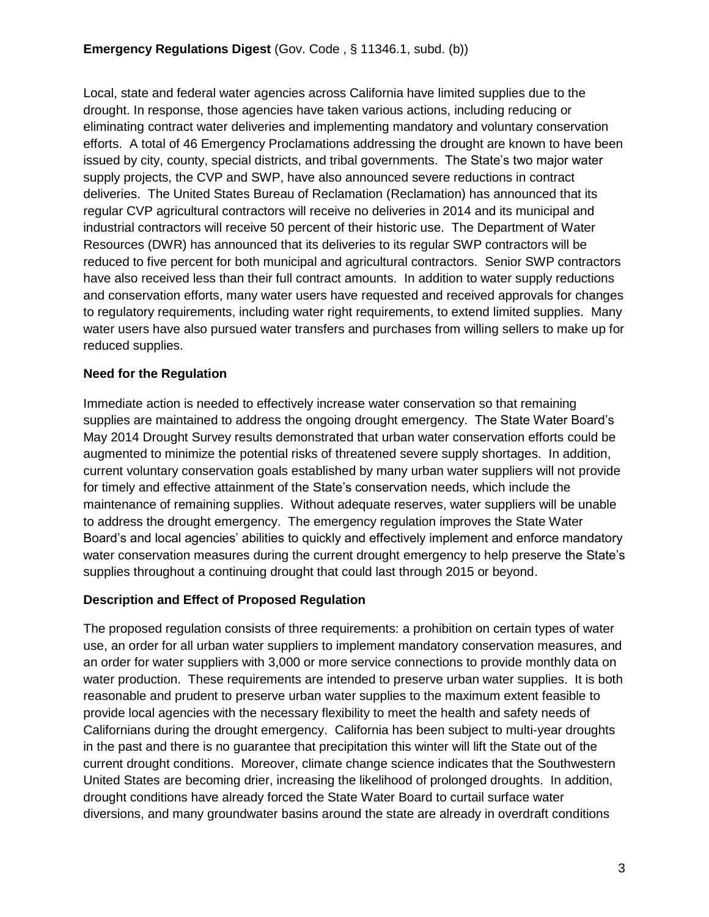**Emergency Regulations Digest** (Gov. Code , § 11346.1, subd. (b))

Local, state and federal water agencies across California have limited supplies due to the drought. In response, those agencies have taken various actions, including reducing or eliminating contract water deliveries and implementing mandatory and voluntary conservation efforts. A total of 46 Emergency Proclamations addressing the drought are known to have been issued by city, county, special districts, and tribal governments. The State's two major water supply projects, the CVP and SWP, have also announced severe reductions in contract deliveries. The United States Bureau of Reclamation (Reclamation) has announced that its regular CVP agricultural contractors will receive no deliveries in 2014 and its municipal and industrial contractors will receive 50 percent of their historic use. The Department of Water Resources (DWR) has announced that its deliveries to its regular SWP contractors will be reduced to five percent for both municipal and agricultural contractors. Senior SWP contractors have also received less than their full contract amounts. In addition to water supply reductions and conservation efforts, many water users have requested and received approvals for changes to regulatory requirements, including water right requirements, to extend limited supplies. Many water users have also pursued water transfers and purchases from willing sellers to make up for reduced supplies.

**Need for the Regulation**

Immediate action is needed to effectively increase water conservation so that remaining supplies are maintained to address the ongoing drought emergency. The State Water Board's May 2014 Drought Survey results demonstrated that urban water conservation efforts could be augmented to minimize the potential risks of threatened severe supply shortages. In addition, current voluntary conservation goals established by many urban water suppliers will not provide for timely and effective attainment of the State's conservation needs, which include the maintenance of remaining supplies. Without adequate reserves, water suppliers will be unable to address the drought emergency. The emergency regulation improves the State Water Board's and local agencies' abilities to quickly and effectively implement and enforce mandatory water conservation measures during the current drought emergency to help preserve the State's supplies throughout a continuing drought that could last through 2015 or beyond.

**Description and Effect of Proposed Regulation**

The proposed regulation consists of three requirements: a prohibition on certain types of water use, an order for all urban water suppliers to implement mandatory conservation measures, and an order for water suppliers with 3,000 or more service connections to provide monthly data on water production. These requirements are intended to preserve urban water supplies. It is both reasonable and prudent to preserve urban water supplies to the maximum extent feasible to provide local agencies with the necessary flexibility to meet the health and safety needs of Californians during the drought emergency. California has been subject to multi-year droughts in the past and there is no guarantee that precipitation this winter will lift the State out of the current drought conditions. Moreover, climate change science indicates that the Southwestern United States are becoming drier, increasing the likelihood of prolonged droughts. In addition, drought conditions have already forced the State Water Board to curtail surface water diversions, and many groundwater basins around the state are already in overdraft conditions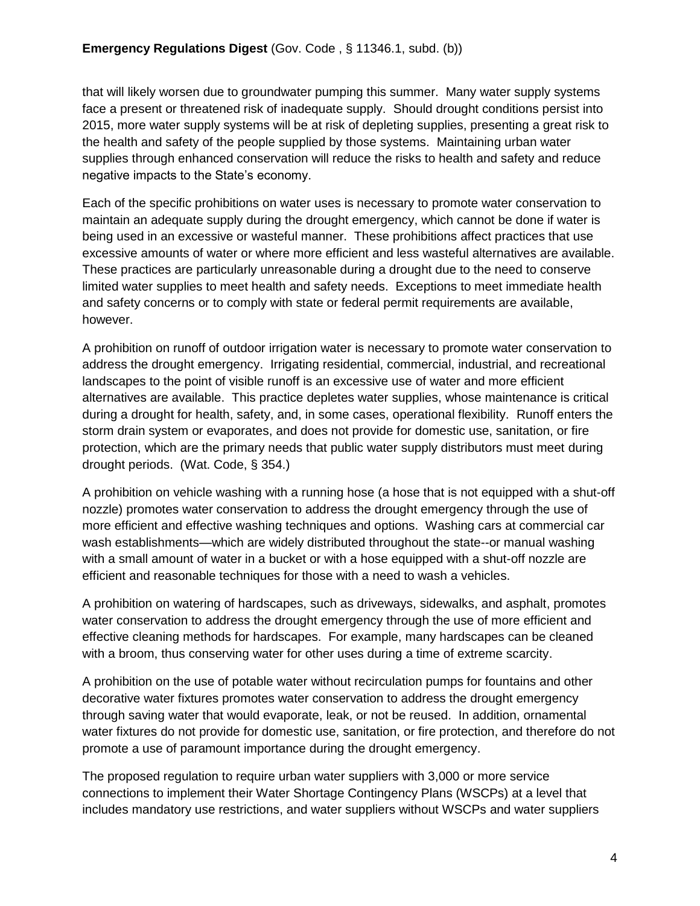that will likely worsen due to groundwater pumping this summer. Many water supply systems face a present or threatened risk of inadequate supply. Should drought conditions persist into 2015, more water supply systems will be at risk of depleting supplies, presenting a great risk to the health and safety of the people supplied by those systems. Maintaining urban water supplies through enhanced conservation will reduce the risks to health and safety and reduce negative impacts to the State's economy.

Each of the specific prohibitions on water uses is necessary to promote water conservation to maintain an adequate supply during the drought emergency, which cannot be done if water is being used in an excessive or wasteful manner. These prohibitions affect practices that use excessive amounts of water or where more efficient and less wasteful alternatives are available. These practices are particularly unreasonable during a drought due to the need to conserve limited water supplies to meet health and safety needs. Exceptions to meet immediate health and safety concerns or to comply with state or federal permit requirements are available, however.

A prohibition on runoff of outdoor irrigation water is necessary to promote water conservation to address the drought emergency. Irrigating residential, commercial, industrial, and recreational landscapes to the point of visible runoff is an excessive use of water and more efficient alternatives are available. This practice depletes water supplies, whose maintenance is critical during a drought for health, safety, and, in some cases, operational flexibility. Runoff enters the storm drain system or evaporates, and does not provide for domestic use, sanitation, or fire protection, which are the primary needs that public water supply distributors must meet during drought periods. (Wat. Code, § 354.)

A prohibition on vehicle washing with a running hose (a hose that is not equipped with a shut-off nozzle) promotes water conservation to address the drought emergency through the use of more efficient and effective washing techniques and options. Washing cars at commercial car wash establishments—which are widely distributed throughout the state--or manual washing with a small amount of water in a bucket or with a hose equipped with a shut-off nozzle are efficient and reasonable techniques for those with a need to wash a vehicles.

A prohibition on watering of hardscapes, such as driveways, sidewalks, and asphalt, promotes water conservation to address the drought emergency through the use of more efficient and effective cleaning methods for hardscapes. For example, many hardscapes can be cleaned with a broom, thus conserving water for other uses during a time of extreme scarcity.

A prohibition on the use of potable water without recirculation pumps for fountains and other decorative water fixtures promotes water conservation to address the drought emergency through saving water that would evaporate, leak, or not be reused. In addition, ornamental water fixtures do not provide for domestic use, sanitation, or fire protection, and therefore do not promote a use of paramount importance during the drought emergency.

The proposed regulation to require urban water suppliers with 3,000 or more service connections to implement their Water Shortage Contingency Plans (WSCPs) at a level that includes mandatory use restrictions, and water suppliers without WSCPs and water suppliers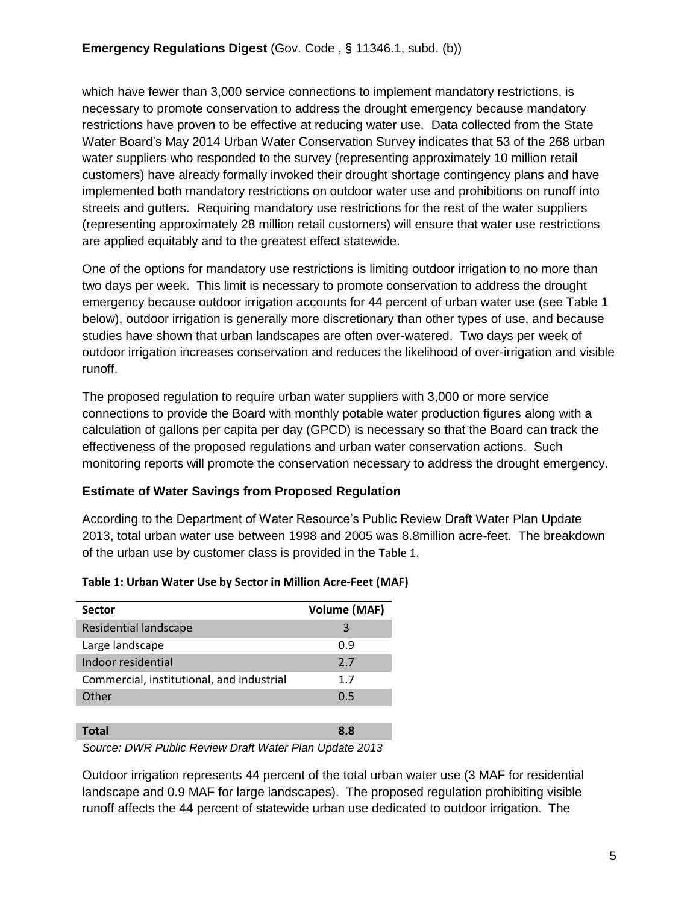which have fewer than 3,000 service connections to implement mandatory restrictions, is necessary to promote conservation to address the drought emergency because mandatory restrictions have proven to be effective at reducing water use. Data collected from the State Water Board's May 2014 Urban Water Conservation Survey indicates that 53 of the 268 urban water suppliers who responded to the survey (representing approximately 10 million retail customers) have already formally invoked their drought shortage contingency plans and have implemented both mandatory restrictions on outdoor water use and prohibitions on runoff into streets and gutters. Requiring mandatory use restrictions for the rest of the water suppliers (representing approximately 28 million retail customers) will ensure that water use restrictions are applied equitably and to the greatest effect statewide.

One of the options for mandatory use restrictions is limiting outdoor irrigation to no more than two days per week. This limit is necessary to promote conservation to address the drought emergency because outdoor irrigation accounts for 44 percent of urban water use (see Table 1 below), outdoor irrigation is generally more discretionary than other types of use, and because studies have shown that urban landscapes are often over-watered. Two days per week of outdoor irrigation increases conservation and reduces the likelihood of over-irrigation and visible runoff.

The proposed regulation to require urban water suppliers with 3,000 or more service connections to provide the Board with monthly potable water production figures along with a calculation of gallons per capita per day (GPCD) is necessary so that the Board can track the effectiveness of the proposed regulations and urban water conservation actions. Such monitoring reports will promote the conservation necessary to address the drought emergency.

### Estimate of Water Savings from Proposed Regulation

According to the Department of Water Resource's Public Review Draft Water Plan Update 2013, total urban water use between 1998 and 2005 was 8.8million acre-feet. The breakdown of the urban use by customer class is provided in the Table 1.

**Table 1: Urban Water Use by Sector in Million Acre-Feet (MAF)**

| Sector | Volume (MAF) |
|---|---|
| Residential landscape | 3 |
| Large landscape | 0.9 |
| Indoor residential | 2.7 |
| Commercial, institutional, and industrial | 1.7 |
| Other | 0.5 |
| | |
| **Total** | **8.8** |

*Source: DWR Public Review Draft Water Plan Update 2013*

Outdoor irrigation represents 44 percent of the total urban water use (3 MAF for residential landscape and 0.9 MAF for large landscapes). The proposed regulation prohibiting visible runoff affects the 44 percent of statewide urban use dedicated to outdoor irrigation. The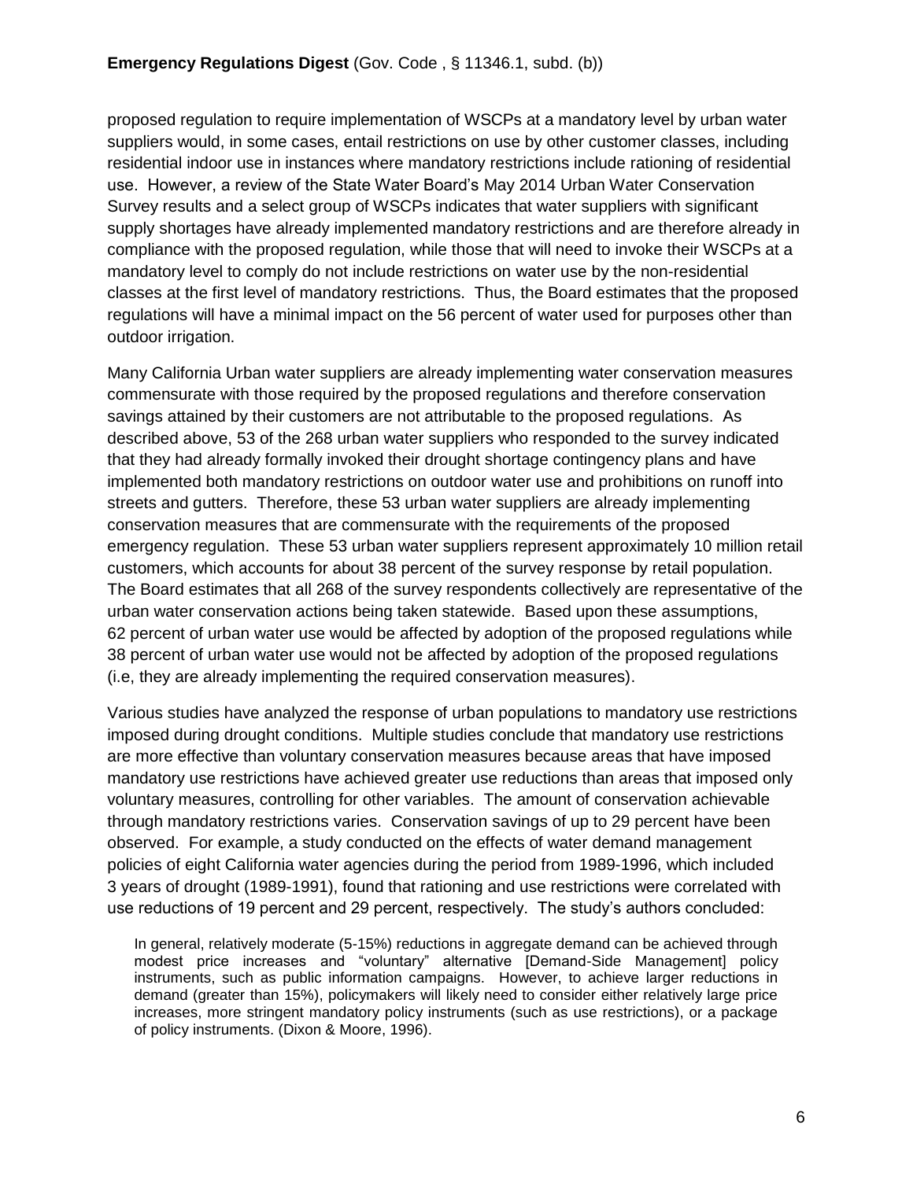proposed regulation to require implementation of WSCPs at a mandatory level by urban water suppliers would, in some cases, entail restrictions on use by other customer classes, including residential indoor use in instances where mandatory restrictions include rationing of residential use. However, a review of the State Water Board's May 2014 Urban Water Conservation Survey results and a select group of WSCPs indicates that water suppliers with significant supply shortages have already implemented mandatory restrictions and are therefore already in compliance with the proposed regulation, while those that will need to invoke their WSCPs at a mandatory level to comply do not include restrictions on water use by the non-residential classes at the first level of mandatory restrictions. Thus, the Board estimates that the proposed regulations will have a minimal impact on the 56 percent of water used for purposes other than outdoor irrigation.

Many California Urban water suppliers are already implementing water conservation measures commensurate with those required by the proposed regulations and therefore conservation savings attained by their customers are not attributable to the proposed regulations. As described above, 53 of the 268 urban water suppliers who responded to the survey indicated that they had already formally invoked their drought shortage contingency plans and have implemented both mandatory restrictions on outdoor water use and prohibitions on runoff into streets and gutters. Therefore, these 53 urban water suppliers are already implementing conservation measures that are commensurate with the requirements of the proposed emergency regulation. These 53 urban water suppliers represent approximately 10 million retail customers, which accounts for about 38 percent of the survey response by retail population. The Board estimates that all 268 of the survey respondents collectively are representative of the urban water conservation actions being taken statewide. Based upon these assumptions, 62 percent of urban water use would be affected by adoption of the proposed regulations while 38 percent of urban water use would not be affected by adoption of the proposed regulations (i.e, they are already implementing the required conservation measures).

Various studies have analyzed the response of urban populations to mandatory use restrictions imposed during drought conditions. Multiple studies conclude that mandatory use restrictions are more effective than voluntary conservation measures because areas that have imposed mandatory use restrictions have achieved greater use reductions than areas that imposed only voluntary measures, controlling for other variables. The amount of conservation achievable through mandatory restrictions varies. Conservation savings of up to 29 percent have been observed. For example, a study conducted on the effects of water demand management policies of eight California water agencies during the period from 1989-1996, which included 3 years of drought (1989-1991), found that rationing and use restrictions were correlated with use reductions of 19 percent and 29 percent, respectively. The study's authors concluded:

> In general, relatively moderate (5-15%) reductions in aggregate demand can be achieved through modest price increases and "voluntary" alternative [Demand-Side Management] policy instruments, such as public information campaigns. However, to achieve larger reductions in demand (greater than 15%), policymakers will likely need to consider either relatively large price increases, more stringent mandatory policy instruments (such as use restrictions), or a package of policy instruments. (Dixon & Moore, 1996).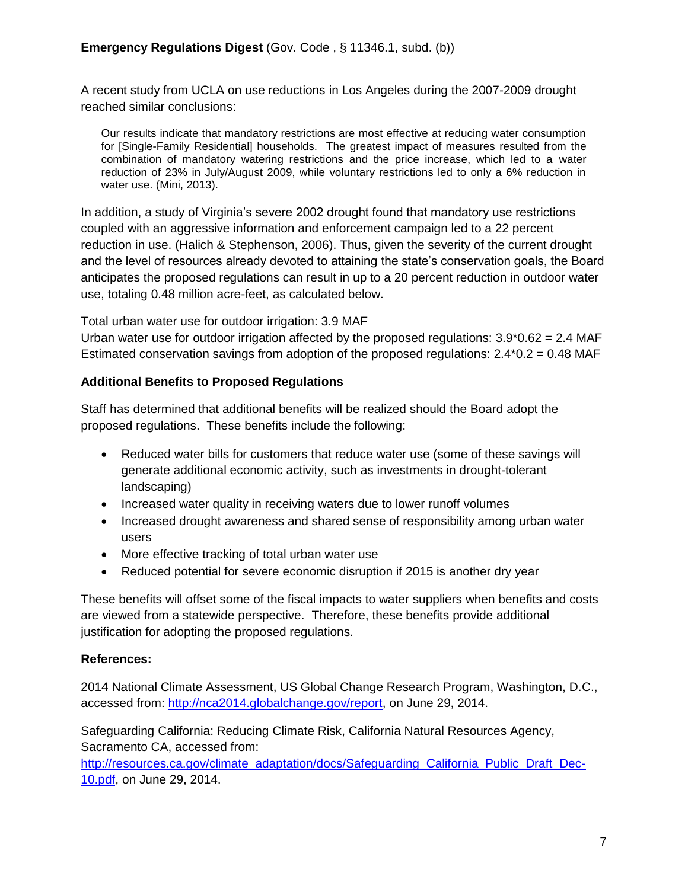**Emergency Regulations Digest** (Gov. Code , § 11346.1, subd. (b))

A recent study from UCLA on use reductions in Los Angeles during the 2007-2009 drought reached similar conclusions:

> Our results indicate that mandatory restrictions are most effective at reducing water consumption for [Single-Family Residential] households. The greatest impact of measures resulted from the combination of mandatory watering restrictions and the price increase, which led to a water reduction of 23% in July/August 2009, while voluntary restrictions led to only a 6% reduction in water use. (Mini, 2013).

In addition, a study of Virginia's severe 2002 drought found that mandatory use restrictions coupled with an aggressive information and enforcement campaign led to a 22 percent reduction in use. (Halich & Stephenson, 2006). Thus, given the severity of the current drought and the level of resources already devoted to attaining the state's conservation goals, the Board anticipates the proposed regulations can result in up to a 20 percent reduction in outdoor water use, totaling 0.48 million acre-feet, as calculated below.

Total urban water use for outdoor irrigation: 3.9 MAF
Urban water use for outdoor irrigation affected by the proposed regulations: 3.9*0.62 = 2.4 MAF
Estimated conservation savings from adoption of the proposed regulations: 2.4*0.2 = 0.48 MAF

**Additional Benefits to Proposed Regulations**

Staff has determined that additional benefits will be realized should the Board adopt the proposed regulations. These benefits include the following:

- Reduced water bills for customers that reduce water use (some of these savings will generate additional economic activity, such as investments in drought-tolerant landscaping)
- Increased water quality in receiving waters due to lower runoff volumes
- Increased drought awareness and shared sense of responsibility among urban water users
- More effective tracking of total urban water use
- Reduced potential for severe economic disruption if 2015 is another dry year

These benefits will offset some of the fiscal impacts to water suppliers when benefits and costs are viewed from a statewide perspective. Therefore, these benefits provide additional justification for adopting the proposed regulations.

**References:**

2014 National Climate Assessment, US Global Change Research Program, Washington, D.C., accessed from: http://nca2014.globalchange.gov/report, on June 29, 2014.

Safeguarding California: Reducing Climate Risk, California Natural Resources Agency, Sacramento CA, accessed from: http://resources.ca.gov/climate_adaptation/docs/Safeguarding_California_Public_Draft_Dec-10.pdf, on June 29, 2014.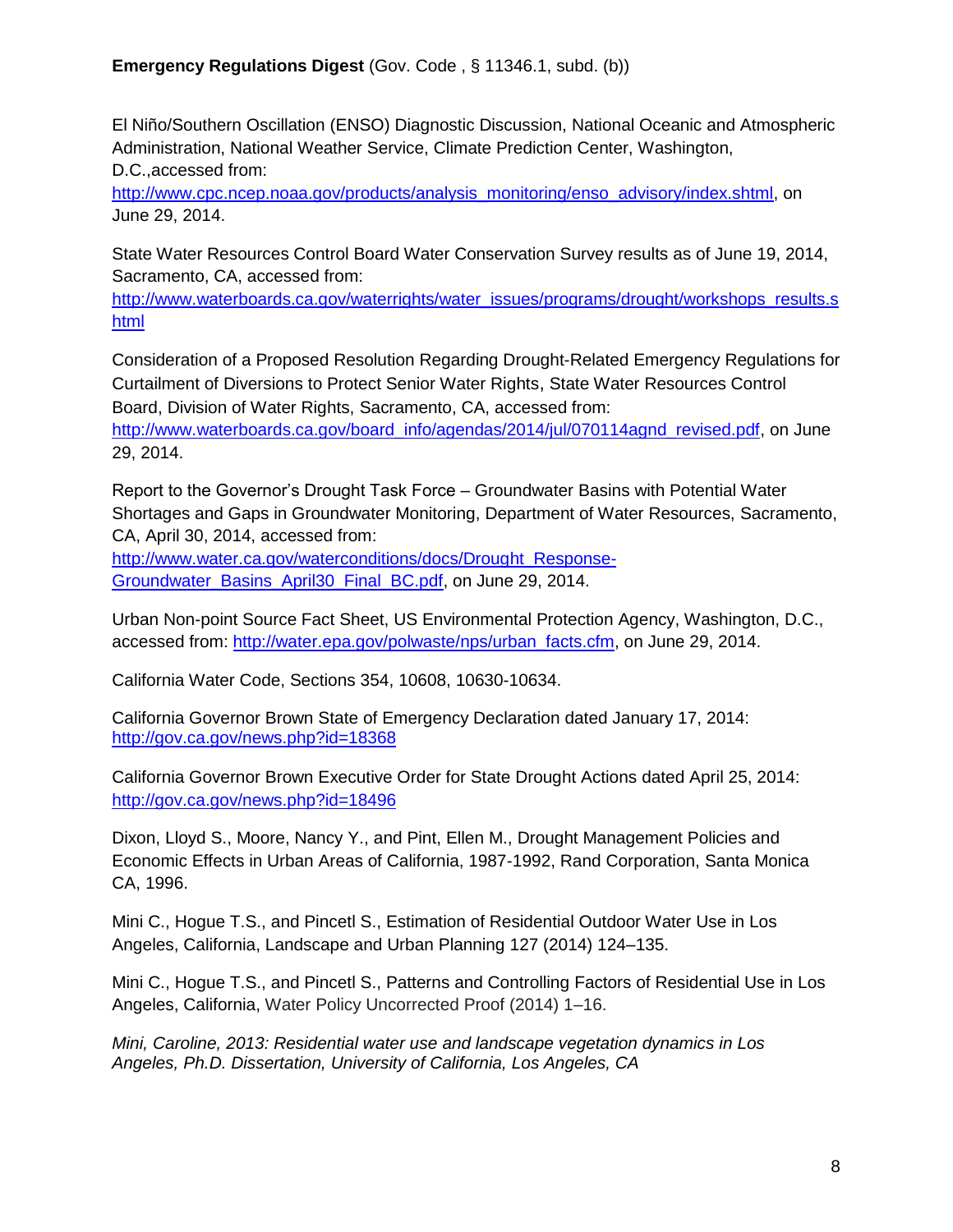**Emergency Regulations Digest** (Gov. Code , § 11346.1, subd. (b))

El Niño/Southern Oscillation (ENSO) Diagnostic Discussion, National Oceanic and Atmospheric Administration, National Weather Service, Climate Prediction Center, Washington, D.C.,accessed from: http://www.cpc.ncep.noaa.gov/products/analysis_monitoring/enso_advisory/index.shtml, on June 29, 2014.

State Water Resources Control Board Water Conservation Survey results as of June 19, 2014, Sacramento, CA, accessed from: http://www.waterboards.ca.gov/waterrights/water_issues/programs/drought/workshops_results.shtml

Consideration of a Proposed Resolution Regarding Drought-Related Emergency Regulations for Curtailment of Diversions to Protect Senior Water Rights, State Water Resources Control Board, Division of Water Rights, Sacramento, CA, accessed from: http://www.waterboards.ca.gov/board_info/agendas/2014/jul/070114agnd_revised.pdf, on June 29, 2014.

Report to the Governor's Drought Task Force – Groundwater Basins with Potential Water Shortages and Gaps in Groundwater Monitoring, Department of Water Resources, Sacramento, CA, April 30, 2014, accessed from: http://www.water.ca.gov/waterconditions/docs/Drought_Response-Groundwater_Basins_April30_Final_BC.pdf, on June 29, 2014.

Urban Non-point Source Fact Sheet, US Environmental Protection Agency, Washington, D.C., accessed from: http://water.epa.gov/polwaste/nps/urban_facts.cfm, on June 29, 2014.

California Water Code, Sections 354, 10608, 10630-10634.

California Governor Brown State of Emergency Declaration dated January 17, 2014: http://gov.ca.gov/news.php?id=18368

California Governor Brown Executive Order for State Drought Actions dated April 25, 2014: http://gov.ca.gov/news.php?id=18496

Dixon, Lloyd S., Moore, Nancy Y., and Pint, Ellen M., Drought Management Policies and Economic Effects in Urban Areas of California, 1987-1992, Rand Corporation, Santa Monica CA, 1996.

Mini C., Hogue T.S., and Pincetl S., Estimation of Residential Outdoor Water Use in Los Angeles, California, Landscape and Urban Planning 127 (2014) 124–135.

Mini C., Hogue T.S., and Pincetl S., Patterns and Controlling Factors of Residential Use in Los Angeles, California, Water Policy Uncorrected Proof (2014) 1–16.

*Mini, Caroline, 2013: Residential water use and landscape vegetation dynamics in Los Angeles, Ph.D. Dissertation, University of California, Los Angeles, CA*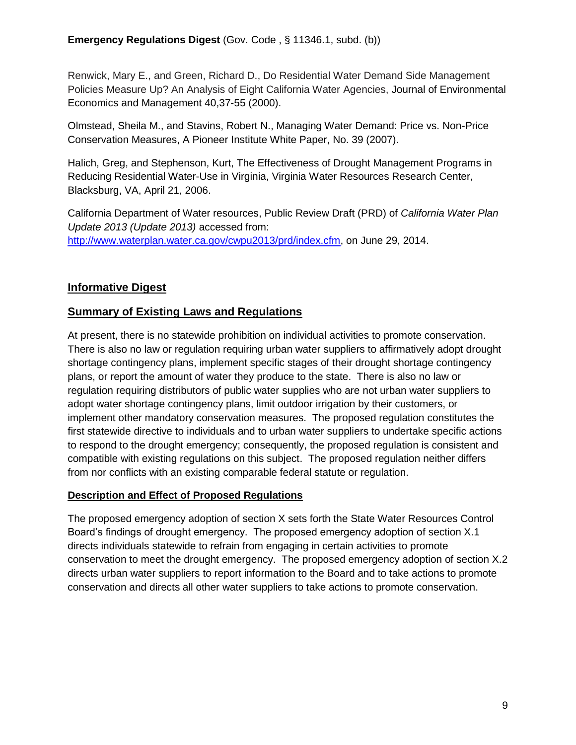Renwick, Mary E., and Green, Richard D., Do Residential Water Demand Side Management Policies Measure Up? An Analysis of Eight California Water Agencies, Journal of Environmental Economics and Management 40,37-55 (2000).

Olmstead, Sheila M., and Stavins, Robert N., Managing Water Demand: Price vs. Non-Price Conservation Measures, A Pioneer Institute White Paper, No. 39 (2007).

Halich, Greg, and Stephenson, Kurt, The Effectiveness of Drought Management Programs in Reducing Residential Water-Use in Virginia, Virginia Water Resources Research Center, Blacksburg, VA, April 21, 2006.

California Department of Water resources, Public Review Draft (PRD) of *California Water Plan Update 2013 (Update 2013)* accessed from: http://www.waterplan.water.ca.gov/cwpu2013/prd/index.cfm, on June 29, 2014.

## Informative Digest

## Summary of Existing Laws and Regulations

At present, there is no statewide prohibition on individual activities to promote conservation. There is also no law or regulation requiring urban water suppliers to affirmatively adopt drought shortage contingency plans, implement specific stages of their drought shortage contingency plans, or report the amount of water they produce to the state. There is also no law or regulation requiring distributors of public water supplies who are not urban water suppliers to adopt water shortage contingency plans, limit outdoor irrigation by their customers, or implement other mandatory conservation measures. The proposed regulation constitutes the first statewide directive to individuals and to urban water suppliers to undertake specific actions to respond to the drought emergency; consequently, the proposed regulation is consistent and compatible with existing regulations on this subject. The proposed regulation neither differs from nor conflicts with an existing comparable federal statute or regulation.

### Description and Effect of Proposed Regulations

The proposed emergency adoption of section X sets forth the State Water Resources Control Board's findings of drought emergency. The proposed emergency adoption of section X.1 directs individuals statewide to refrain from engaging in certain activities to promote conservation to meet the drought emergency. The proposed emergency adoption of section X.2 directs urban water suppliers to report information to the Board and to take actions to promote conservation and directs all other water suppliers to take actions to promote conservation.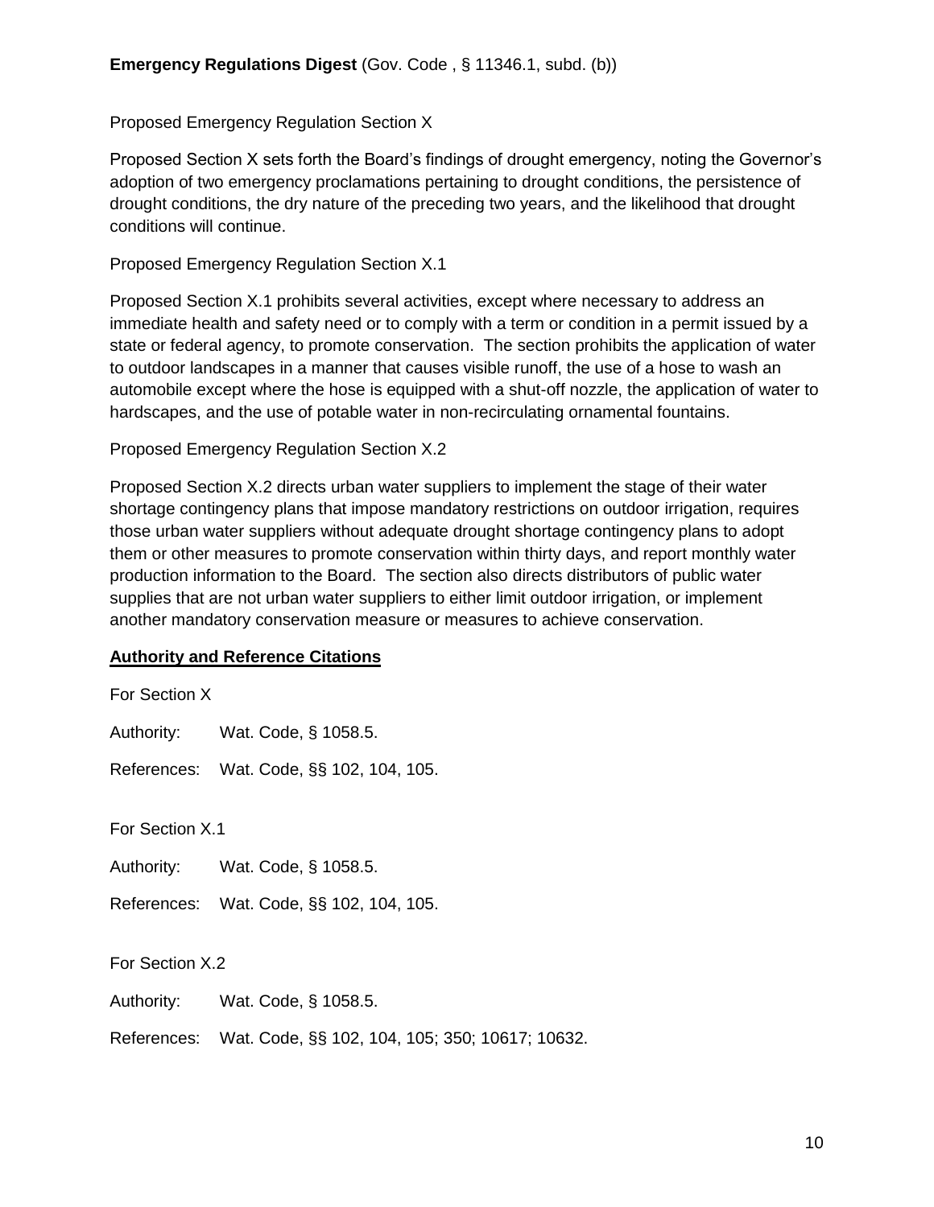**Emergency Regulations Digest** (Gov. Code , § 11346.1, subd. (b))

Proposed Emergency Regulation Section X

Proposed Section X sets forth the Board's findings of drought emergency, noting the Governor's adoption of two emergency proclamations pertaining to drought conditions, the persistence of drought conditions, the dry nature of the preceding two years, and the likelihood that drought conditions will continue.

Proposed Emergency Regulation Section X.1

Proposed Section X.1 prohibits several activities, except where necessary to address an immediate health and safety need or to comply with a term or condition in a permit issued by a state or federal agency, to promote conservation. The section prohibits the application of water to outdoor landscapes in a manner that causes visible runoff, the use of a hose to wash an automobile except where the hose is equipped with a shut-off nozzle, the application of water to hardscapes, and the use of potable water in non-recirculating ornamental fountains.

Proposed Emergency Regulation Section X.2

Proposed Section X.2 directs urban water suppliers to implement the stage of their water shortage contingency plans that impose mandatory restrictions on outdoor irrigation, requires those urban water suppliers without adequate drought shortage contingency plans to adopt them or other measures to promote conservation within thirty days, and report monthly water production information to the Board. The section also directs distributors of public water supplies that are not urban water suppliers to either limit outdoor irrigation, or implement another mandatory conservation measure or measures to achieve conservation.

**<u>Authority and Reference Citations</u>**

For Section X

Authority: Wat. Code, § 1058.5.

References: Wat. Code, §§ 102, 104, 105.

For Section X.1

Authority: Wat. Code, § 1058.5.

References: Wat. Code, §§ 102, 104, 105.

For Section X.2

Authority: Wat. Code, § 1058.5.

References: Wat. Code, §§ 102, 104, 105; 350; 10617; 10632.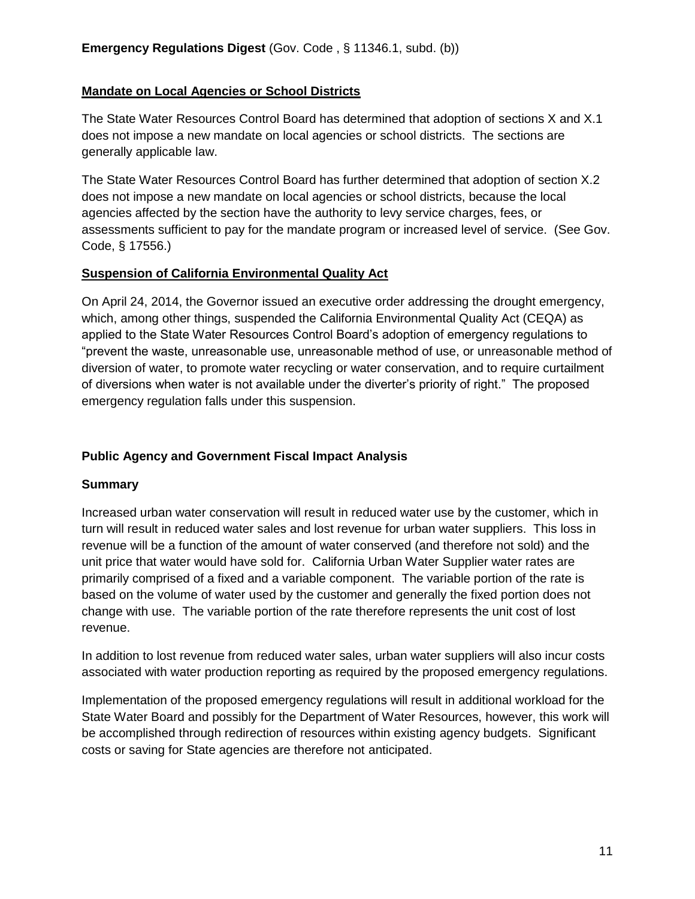**Emergency Regulations Digest** (Gov. Code , § 11346.1, subd. (b))

**Mandate on Local Agencies or School Districts**

The State Water Resources Control Board has determined that adoption of sections X and X.1 does not impose a new mandate on local agencies or school districts. The sections are generally applicable law.

The State Water Resources Control Board has further determined that adoption of section X.2 does not impose a new mandate on local agencies or school districts, because the local agencies affected by the section have the authority to levy service charges, fees, or assessments sufficient to pay for the mandate program or increased level of service. (See Gov. Code, § 17556.)

**Suspension of California Environmental Quality Act**

On April 24, 2014, the Governor issued an executive order addressing the drought emergency, which, among other things, suspended the California Environmental Quality Act (CEQA) as applied to the State Water Resources Control Board's adoption of emergency regulations to "prevent the waste, unreasonable use, unreasonable method of use, or unreasonable method of diversion of water, to promote water recycling or water conservation, and to require curtailment of diversions when water is not available under the diverter's priority of right." The proposed emergency regulation falls under this suspension.

## Public Agency and Government Fiscal Impact Analysis

### Summary

Increased urban water conservation will result in reduced water use by the customer, which in turn will result in reduced water sales and lost revenue for urban water suppliers. This loss in revenue will be a function of the amount of water conserved (and therefore not sold) and the unit price that water would have sold for. California Urban Water Supplier water rates are primarily comprised of a fixed and a variable component. The variable portion of the rate is based on the volume of water used by the customer and generally the fixed portion does not change with use. The variable portion of the rate therefore represents the unit cost of lost revenue.

In addition to lost revenue from reduced water sales, urban water suppliers will also incur costs associated with water production reporting as required by the proposed emergency regulations.

Implementation of the proposed emergency regulations will result in additional workload for the State Water Board and possibly for the Department of Water Resources, however, this work will be accomplished through redirection of resources within existing agency budgets. Significant costs or saving for State agencies are therefore not anticipated.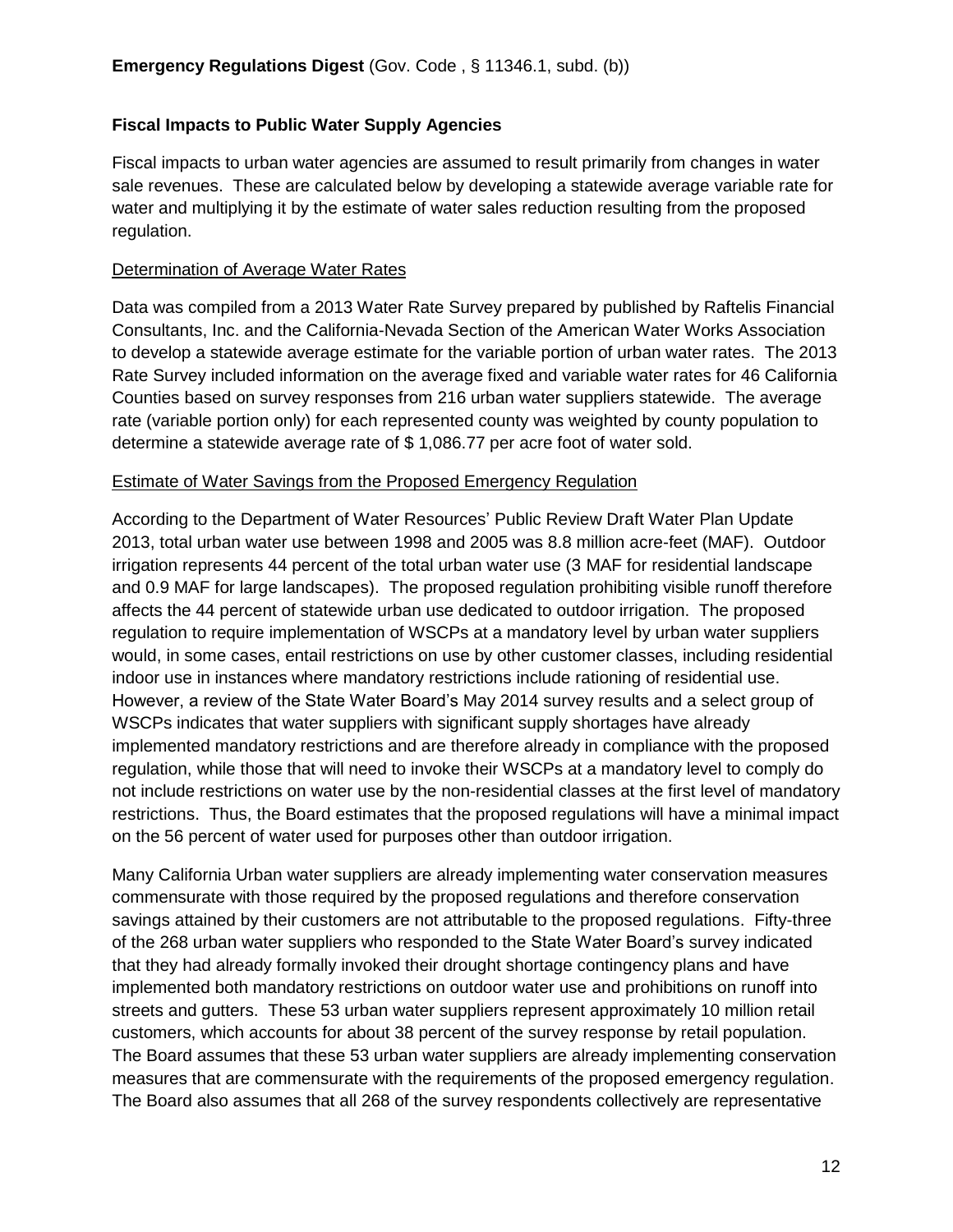**Emergency Regulations Digest** (Gov. Code , § 11346.1, subd. (b))

**Fiscal Impacts to Public Water Supply Agencies**

Fiscal impacts to urban water agencies are assumed to result primarily from changes in water sale revenues. These are calculated below by developing a statewide average variable rate for water and multiplying it by the estimate of water sales reduction resulting from the proposed regulation.

Determination of Average Water Rates

Data was compiled from a 2013 Water Rate Survey prepared by published by Raftelis Financial Consultants, Inc. and the California-Nevada Section of the American Water Works Association to develop a statewide average estimate for the variable portion of urban water rates. The 2013 Rate Survey included information on the average fixed and variable water rates for 46 California Counties based on survey responses from 216 urban water suppliers statewide. The average rate (variable portion only) for each represented county was weighted by county population to determine a statewide average rate of $ 1,086.77 per acre foot of water sold.

Estimate of Water Savings from the Proposed Emergency Regulation

According to the Department of Water Resources' Public Review Draft Water Plan Update 2013, total urban water use between 1998 and 2005 was 8.8 million acre-feet (MAF). Outdoor irrigation represents 44 percent of the total urban water use (3 MAF for residential landscape and 0.9 MAF for large landscapes). The proposed regulation prohibiting visible runoff therefore affects the 44 percent of statewide urban use dedicated to outdoor irrigation. The proposed regulation to require implementation of WSCPs at a mandatory level by urban water suppliers would, in some cases, entail restrictions on use by other customer classes, including residential indoor use in instances where mandatory restrictions include rationing of residential use. However, a review of the State Water Board's May 2014 survey results and a select group of WSCPs indicates that water suppliers with significant supply shortages have already implemented mandatory restrictions and are therefore already in compliance with the proposed regulation, while those that will need to invoke their WSCPs at a mandatory level to comply do not include restrictions on water use by the non-residential classes at the first level of mandatory restrictions. Thus, the Board estimates that the proposed regulations will have a minimal impact on the 56 percent of water used for purposes other than outdoor irrigation.

Many California Urban water suppliers are already implementing water conservation measures commensurate with those required by the proposed regulations and therefore conservation savings attained by their customers are not attributable to the proposed regulations. Fifty-three of the 268 urban water suppliers who responded to the State Water Board's survey indicated that they had already formally invoked their drought shortage contingency plans and have implemented both mandatory restrictions on outdoor water use and prohibitions on runoff into streets and gutters. These 53 urban water suppliers represent approximately 10 million retail customers, which accounts for about 38 percent of the survey response by retail population. The Board assumes that these 53 urban water suppliers are already implementing conservation measures that are commensurate with the requirements of the proposed emergency regulation. The Board also assumes that all 268 of the survey respondents collectively are representative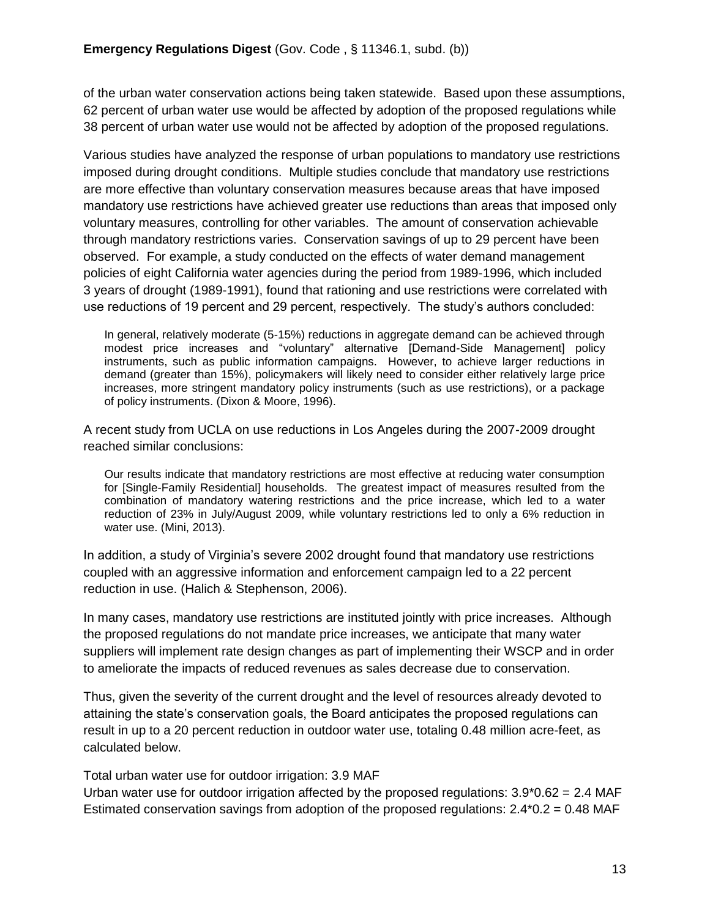of the urban water conservation actions being taken statewide. Based upon these assumptions, 62 percent of urban water use would be affected by adoption of the proposed regulations while 38 percent of urban water use would not be affected by adoption of the proposed regulations.

Various studies have analyzed the response of urban populations to mandatory use restrictions imposed during drought conditions. Multiple studies conclude that mandatory use restrictions are more effective than voluntary conservation measures because areas that have imposed mandatory use restrictions have achieved greater use reductions than areas that imposed only voluntary measures, controlling for other variables. The amount of conservation achievable through mandatory restrictions varies. Conservation savings of up to 29 percent have been observed. For example, a study conducted on the effects of water demand management policies of eight California water agencies during the period from 1989-1996, which included 3 years of drought (1989-1991), found that rationing and use restrictions were correlated with use reductions of 19 percent and 29 percent, respectively. The study's authors concluded:

> In general, relatively moderate (5-15%) reductions in aggregate demand can be achieved through modest price increases and "voluntary" alternative [Demand-Side Management] policy instruments, such as public information campaigns. However, to achieve larger reductions in demand (greater than 15%), policymakers will likely need to consider either relatively large price increases, more stringent mandatory policy instruments (such as use restrictions), or a package of policy instruments. (Dixon & Moore, 1996).

A recent study from UCLA on use reductions in Los Angeles during the 2007-2009 drought reached similar conclusions:

> Our results indicate that mandatory restrictions are most effective at reducing water consumption for [Single-Family Residential] households. The greatest impact of measures resulted from the combination of mandatory watering restrictions and the price increase, which led to a water reduction of 23% in July/August 2009, while voluntary restrictions led to only a 6% reduction in water use. (Mini, 2013).

In addition, a study of Virginia's severe 2002 drought found that mandatory use restrictions coupled with an aggressive information and enforcement campaign led to a 22 percent reduction in use. (Halich & Stephenson, 2006).

In many cases, mandatory use restrictions are instituted jointly with price increases. Although the proposed regulations do not mandate price increases, we anticipate that many water suppliers will implement rate design changes as part of implementing their WSCP and in order to ameliorate the impacts of reduced revenues as sales decrease due to conservation.

Thus, given the severity of the current drought and the level of resources already devoted to attaining the state's conservation goals, the Board anticipates the proposed regulations can result in up to a 20 percent reduction in outdoor water use, totaling 0.48 million acre-feet, as calculated below.

Total urban water use for outdoor irrigation: 3.9 MAF
Urban water use for outdoor irrigation affected by the proposed regulations: $3.9*0.62 = 2.4$ MAF
Estimated conservation savings from adoption of the proposed regulations: $2.4*0.2 = 0.48$ MAF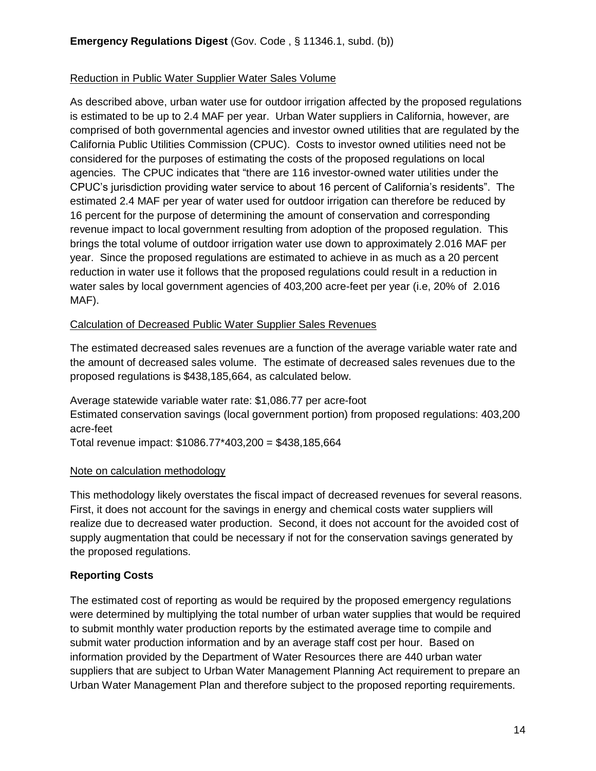**Emergency Regulations Digest** (Gov. Code , § 11346.1, subd. (b))

Reduction in Public Water Supplier Water Sales Volume

As described above, urban water use for outdoor irrigation affected by the proposed regulations is estimated to be up to 2.4 MAF per year. Urban Water suppliers in California, however, are comprised of both governmental agencies and investor owned utilities that are regulated by the California Public Utilities Commission (CPUC). Costs to investor owned utilities need not be considered for the purposes of estimating the costs of the proposed regulations on local agencies. The CPUC indicates that "there are 116 investor-owned water utilities under the CPUC's jurisdiction providing water service to about 16 percent of California's residents". The estimated 2.4 MAF per year of water used for outdoor irrigation can therefore be reduced by 16 percent for the purpose of determining the amount of conservation and corresponding revenue impact to local government resulting from adoption of the proposed regulation. This brings the total volume of outdoor irrigation water use down to approximately 2.016 MAF per year. Since the proposed regulations are estimated to achieve in as much as a 20 percent reduction in water use it follows that the proposed regulations could result in a reduction in water sales by local government agencies of 403,200 acre-feet per year (i.e, 20% of 2.016 MAF).

Calculation of Decreased Public Water Supplier Sales Revenues

The estimated decreased sales revenues are a function of the average variable water rate and the amount of decreased sales volume. The estimate of decreased sales revenues due to the proposed regulations is $438,185,664, as calculated below.

Average statewide variable water rate: $1,086.77 per acre-foot
Estimated conservation savings (local government portion) from proposed regulations: 403,200 acre-feet
Total revenue impact: $1086.77*403,200 = $438,185,664

Note on calculation methodology

This methodology likely overstates the fiscal impact of decreased revenues for several reasons. First, it does not account for the savings in energy and chemical costs water suppliers will realize due to decreased water production. Second, it does not account for the avoided cost of supply augmentation that could be necessary if not for the conservation savings generated by the proposed regulations.

**Reporting Costs**

The estimated cost of reporting as would be required by the proposed emergency regulations were determined by multiplying the total number of urban water supplies that would be required to submit monthly water production reports by the estimated average time to compile and submit water production information and by an average staff cost per hour. Based on information provided by the Department of Water Resources there are 440 urban water suppliers that are subject to Urban Water Management Planning Act requirement to prepare an Urban Water Management Plan and therefore subject to the proposed reporting requirements.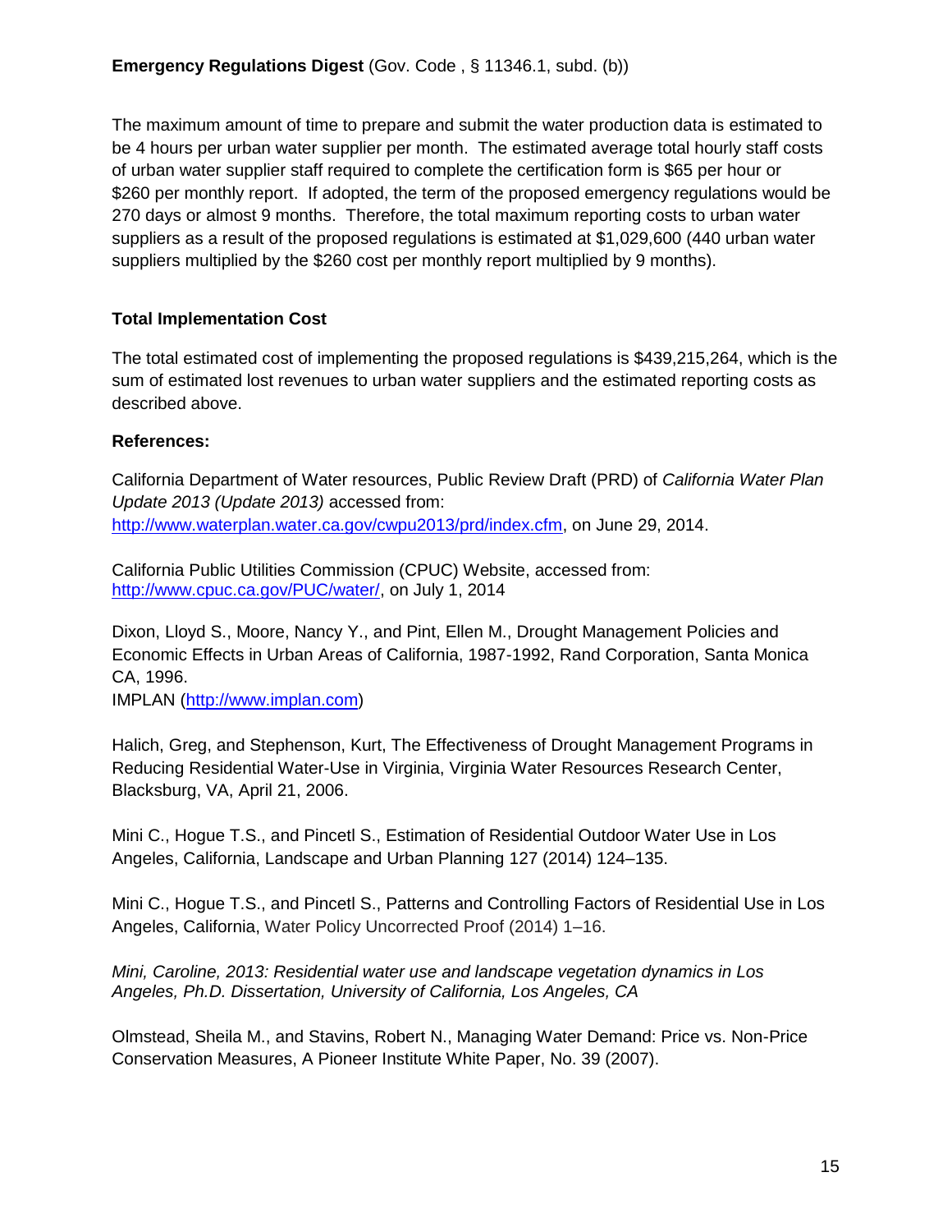**Emergency Regulations Digest** (Gov. Code , § 11346.1, subd. (b))

The maximum amount of time to prepare and submit the water production data is estimated to be 4 hours per urban water supplier per month. The estimated average total hourly staff costs of urban water supplier staff required to complete the certification form is $65 per hour or $260 per monthly report. If adopted, the term of the proposed emergency regulations would be 270 days or almost 9 months. Therefore, the total maximum reporting costs to urban water suppliers as a result of the proposed regulations is estimated at $1,029,600 (440 urban water suppliers multiplied by the $260 cost per monthly report multiplied by 9 months).

**Total Implementation Cost**

The total estimated cost of implementing the proposed regulations is $439,215,264, which is the sum of estimated lost revenues to urban water suppliers and the estimated reporting costs as described above.

**References:**

California Department of Water resources, Public Review Draft (PRD) of *California Water Plan Update 2013 (Update 2013)* accessed from: http://www.waterplan.water.ca.gov/cwpu2013/prd/index.cfm, on June 29, 2014.

California Public Utilities Commission (CPUC) Website, accessed from: http://www.cpuc.ca.gov/PUC/water/, on July 1, 2014

Dixon, Lloyd S., Moore, Nancy Y., and Pint, Ellen M., Drought Management Policies and Economic Effects in Urban Areas of California, 1987-1992, Rand Corporation, Santa Monica CA, 1996.
IMPLAN (http://www.implan.com)

Halich, Greg, and Stephenson, Kurt, The Effectiveness of Drought Management Programs in Reducing Residential Water-Use in Virginia, Virginia Water Resources Research Center, Blacksburg, VA, April 21, 2006.

Mini C., Hogue T.S., and Pincetl S., Estimation of Residential Outdoor Water Use in Los Angeles, California, Landscape and Urban Planning 127 (2014) 124–135.

Mini C., Hogue T.S., and Pincetl S., Patterns and Controlling Factors of Residential Use in Los Angeles, California, Water Policy Uncorrected Proof (2014) 1–16.

*Mini, Caroline, 2013: Residential water use and landscape vegetation dynamics in Los Angeles, Ph.D. Dissertation, University of California, Los Angeles, CA*

Olmstead, Sheila M., and Stavins, Robert N., Managing Water Demand: Price vs. Non-Price Conservation Measures, A Pioneer Institute White Paper, No. 39 (2007).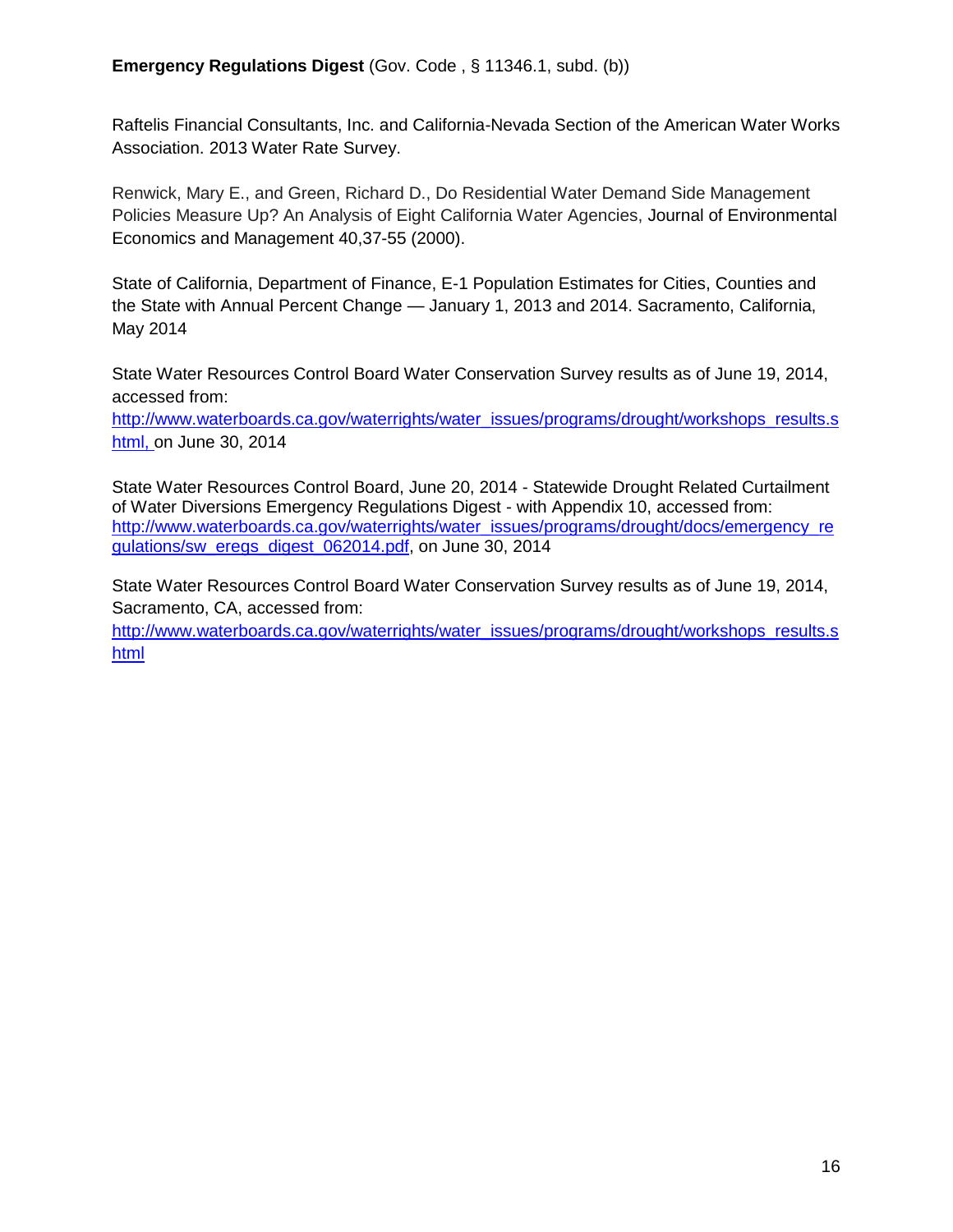**Emergency Regulations Digest** (Gov. Code , § 11346.1, subd. (b))

Raftelis Financial Consultants, Inc. and California-Nevada Section of the American Water Works Association. 2013 Water Rate Survey.

Renwick, Mary E., and Green, Richard D., Do Residential Water Demand Side Management Policies Measure Up? An Analysis of Eight California Water Agencies, Journal of Environmental Economics and Management 40,37-55 (2000).

State of California, Department of Finance, E-1 Population Estimates for Cities, Counties and the State with Annual Percent Change — January 1, 2013 and 2014. Sacramento, California, May 2014

State Water Resources Control Board Water Conservation Survey results as of June 19, 2014, accessed from: http://www.waterboards.ca.gov/waterrights/water_issues/programs/drought/workshops_results.shtml, on June 30, 2014

State Water Resources Control Board, June 20, 2014 - Statewide Drought Related Curtailment of Water Diversions Emergency Regulations Digest - with Appendix 10, accessed from: http://www.waterboards.ca.gov/waterrights/water_issues/programs/drought/docs/emergency_regulations/sw_eregs_digest_062014.pdf, on June 30, 2014

State Water Resources Control Board Water Conservation Survey results as of June 19, 2014, Sacramento, CA, accessed from: http://www.waterboards.ca.gov/waterrights/water_issues/programs/drought/workshops_results.shtml